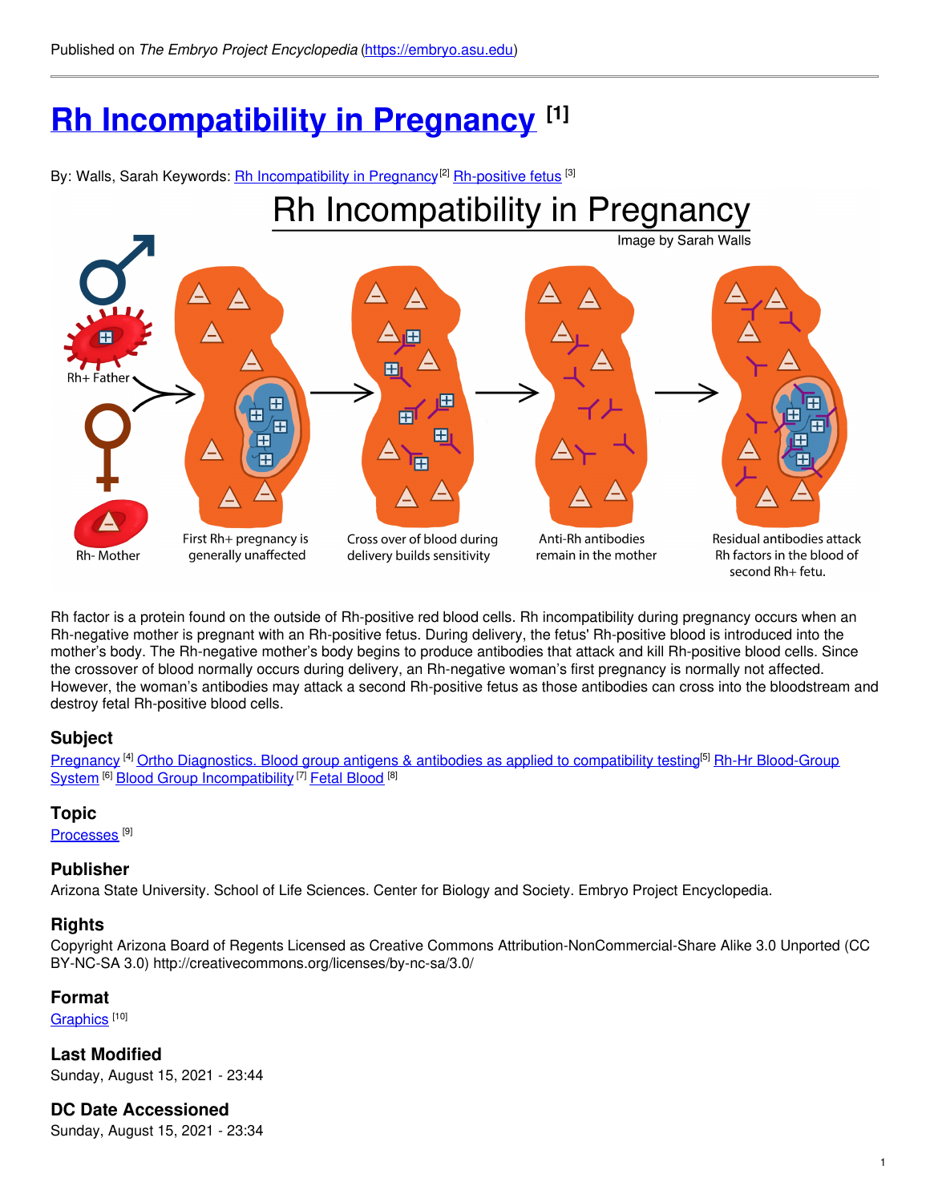Published on *The Embryo Project Encyclopedia* (https://embryo.asu.edu)

# Rh Incompatibility in Pregnancy [1]

By: Walls, Sarah Keywords: Rh Incompatibility in Pregnancy[2] Rh-positive fetus [3]

Rh Incompatibility in Pregnancy

Image by Sarah Walls

Rh+ Father

Rh- Mother

First Rh+ pregnancy is generally unaffected

Cross over of blood during delivery builds sensitivity

Anti-Rh antibodies remain in the mother

Residual antibodies attack Rh factors in the blood of second Rh+ fetu.

Rh factor is a protein found on the outside of Rh-positive red blood cells. Rh incompatibility during pregnancy occurs when an Rh-negative mother is pregnant with an Rh-positive fetus. During delivery, the fetus' Rh-positive blood is introduced into the mother's body. The Rh-negative mother's body begins to produce antibodies that attack and kill Rh-positive blood cells. Since the crossover of blood normally occurs during delivery, an Rh-negative woman's first pregnancy is normally not affected. However, the woman's antibodies may attack a second Rh-positive fetus as those antibodies can cross into the bloodstream and destroy fetal Rh-positive blood cells.

## Subject

Pregnancy [4] Ortho Diagnostics. Blood group antigens & antibodies as applied to compatibility testing[5] Rh-Hr Blood-Group System [6] Blood Group Incompatibility [7] Fetal Blood [8]

## Topic

Processes [9]

## Publisher

Arizona State University. School of Life Sciences. Center for Biology and Society. Embryo Project Encyclopedia.

## Rights

Copyright Arizona Board of Regents Licensed as Creative Commons Attribution-NonCommercial-Share Alike 3.0 Unported (CC BY-NC-SA 3.0) http://creativecommons.org/licenses/by-nc-sa/3.0/

## Format

Graphics [10]

## Last Modified

Sunday, August 15, 2021 - 23:44

## DC Date Accessioned

Sunday, August 15, 2021 - 23:34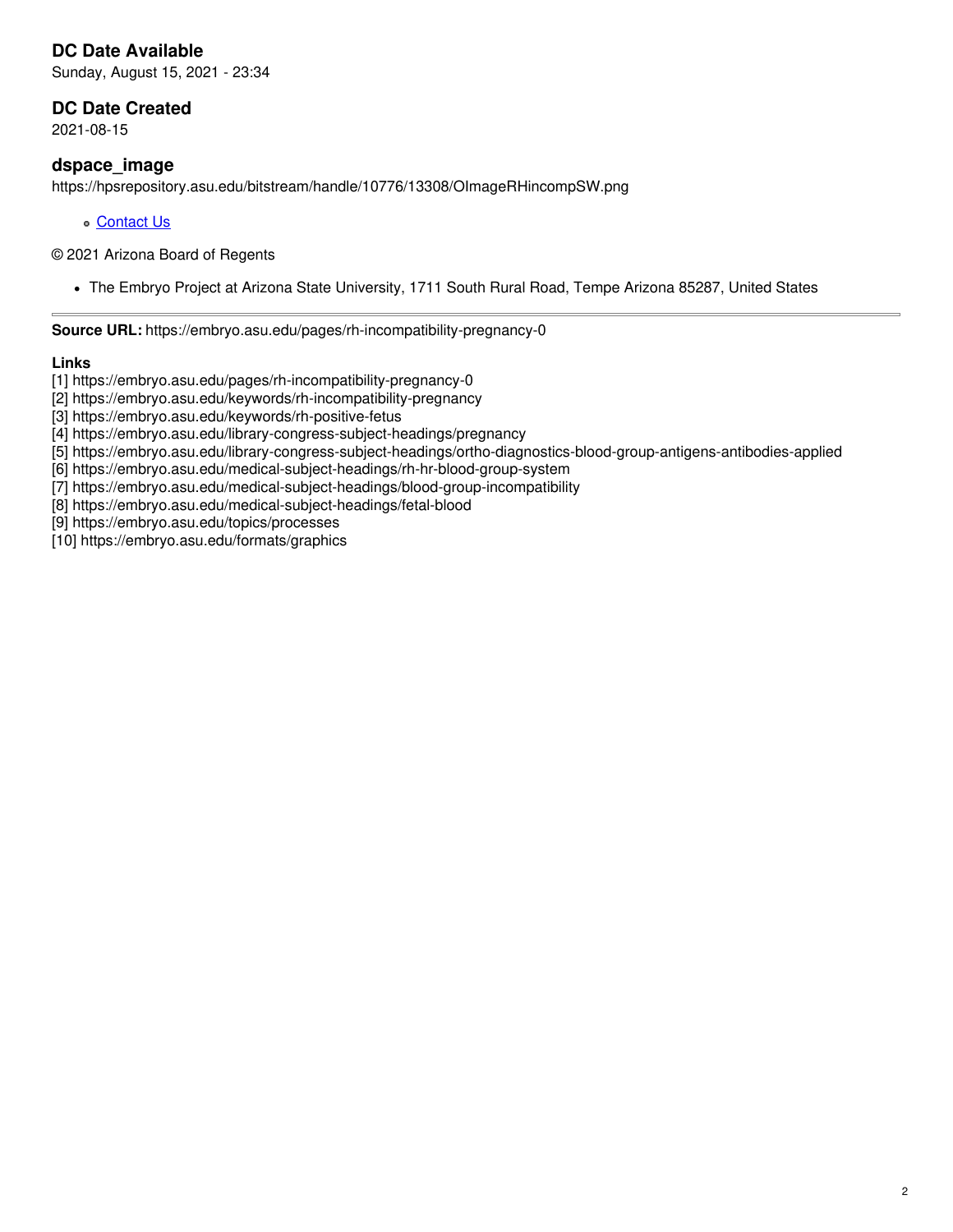### DC Date Available

Sunday, August 15, 2021 - 23:34

### DC Date Created

2021-08-15

### dspace_image

https://hpsrepository.asu.edu/bitstream/handle/10776/13308/OImageRHincompSW.png

- Contact Us

© 2021 Arizona Board of Regents

- The Embryo Project at Arizona State University, 1711 South Rural Road, Tempe Arizona 85287, United States

---

**Source URL:** https://embryo.asu.edu/pages/rh-incompatibility-pregnancy-0

**Links**

[1] https://embryo.asu.edu/pages/rh-incompatibility-pregnancy-0
[2] https://embryo.asu.edu/keywords/rh-incompatibility-pregnancy
[3] https://embryo.asu.edu/keywords/rh-positive-fetus
[4] https://embryo.asu.edu/library-congress-subject-headings/pregnancy
[5] https://embryo.asu.edu/library-congress-subject-headings/ortho-diagnostics-blood-group-antigens-antibodies-applied
[6] https://embryo.asu.edu/medical-subject-headings/rh-hr-blood-group-system
[7] https://embryo.asu.edu/medical-subject-headings/blood-group-incompatibility
[8] https://embryo.asu.edu/medical-subject-headings/fetal-blood
[9] https://embryo.asu.edu/topics/processes
[10] https://embryo.asu.edu/formats/graphics